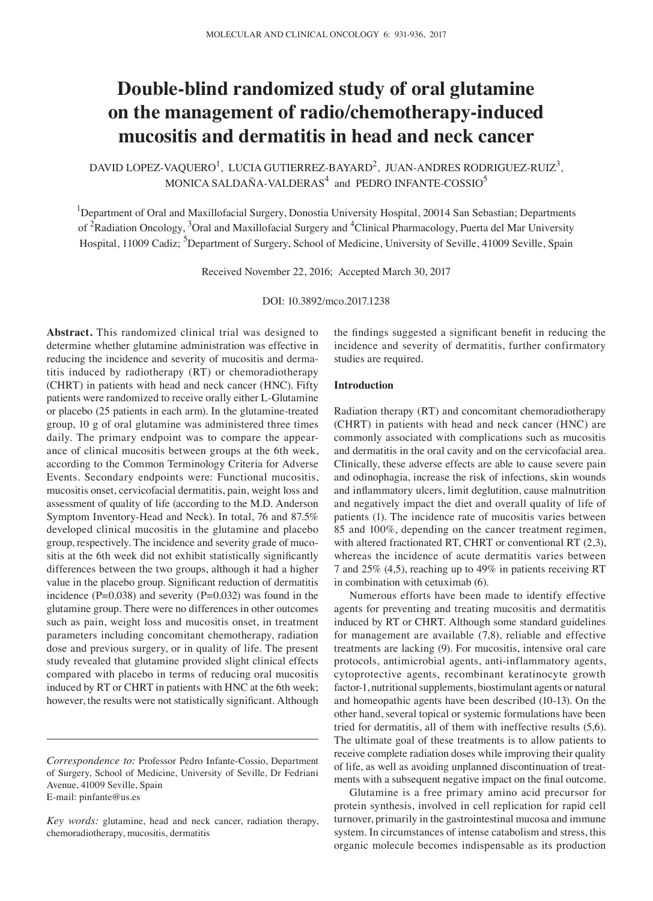# Double-blind randomized study of oral glutamine on the management of radio/chemotherapy-induced mucositis and dermatitis in head and neck cancer

DAVID LOPEZ-VAQUERO[1], LUCIA GUTIERREZ-BAYARD[2], JUAN-ANDRES RODRIGUEZ-RUIZ[3], MONICA SALDAÑA-VALDERAS[4] and PEDRO INFANTE-COSSIO[5]

[1]Department of Oral and Maxillofacial Surgery, Donostia University Hospital, 20014 San Sebastian; Departments of [2]Radiation Oncology, [3]Oral and Maxillofacial Surgery and [4]Clinical Pharmacology, Puerta del Mar University Hospital, 11009 Cadiz; [5]Department of Surgery, School of Medicine, University of Seville, 41009 Seville, Spain

Received November 22, 2016; Accepted March 30, 2017

DOI: 10.3892/mco.2017.1238

**Abstract.** This randomized clinical trial was designed to determine whether glutamine administration was effective in reducing the incidence and severity of mucositis and dermatitis induced by radiotherapy (RT) or chemoradiotherapy (CHRT) in patients with head and neck cancer (HNC). Fifty patients were randomized to receive orally either L-Glutamine or placebo (25 patients in each arm). In the glutamine-treated group, 10 g of oral glutamine was administered three times daily. The primary endpoint was to compare the appearance of clinical mucositis between groups at the 6th week, according to the Common Terminology Criteria for Adverse Events. Secondary endpoints were: Functional mucositis, mucositis onset, cervicofacial dermatitis, pain, weight loss and assessment of quality of life (according to the M.D. Anderson Symptom Inventory-Head and Neck). In total, 76 and 87.5% developed clinical mucositis in the glutamine and placebo group, respectively. The incidence and severity grade of mucositis at the 6th week did not exhibit statistically significantly differences between the two groups, although it had a higher value in the placebo group. Significant reduction of dermatitis incidence (P=0.038) and severity (P=0.032) was found in the glutamine group. There were no differences in other outcomes such as pain, weight loss and mucositis onset, in treatment parameters including concomitant chemotherapy, radiation dose and previous surgery, or in quality of life. The present study revealed that glutamine provided slight clinical effects compared with placebo in terms of reducing oral mucositis induced by RT or CHRT in patients with HNC at the 6th week; however, the results were not statistically significant. Although the findings suggested a significant benefit in reducing the incidence and severity of dermatitis, further confirmatory studies are required.

*Correspondence to:* Professor Pedro Infante-Cossio, Department of Surgery, School of Medicine, University of Seville, Dr Fedriani Avenue, 41009 Seville, Spain
E-mail: pinfante@us.es

*Key words:* glutamine, head and neck cancer, radiation therapy, chemoradiotherapy, mucositis, dermatitis

## Introduction

Radiation therapy (RT) and concomitant chemoradiotherapy (CHRT) in patients with head and neck cancer (HNC) are commonly associated with complications such as mucositis and dermatitis in the oral cavity and on the cervicofacial area. Clinically, these adverse effects are able to cause severe pain and odinophagia, increase the risk of infections, skin wounds and inflammatory ulcers, limit deglutition, cause malnutrition and negatively impact the diet and overall quality of life of patients (1). The incidence rate of mucositis varies between 85 and 100%, depending on the cancer treatment regimen, with altered fractionated RT, CHRT or conventional RT (2,3), whereas the incidence of acute dermatitis varies between 7 and 25% (4,5), reaching up to 49% in patients receiving RT in combination with cetuximab (6).

Numerous efforts have been made to identify effective agents for preventing and treating mucositis and dermatitis induced by RT or CHRT. Although some standard guidelines for management are available (7,8), reliable and effective treatments are lacking (9). For mucositis, intensive oral care protocols, antimicrobial agents, anti-inflammatory agents, cytoprotective agents, recombinant keratinocyte growth factor-1, nutritional supplements, biostimulant agents or natural and homeopathic agents have been described (10-13). On the other hand, several topical or systemic formulations have been tried for dermatitis, all of them with ineffective results (5,6). The ultimate goal of these treatments is to allow patients to receive complete radiation doses while improving their quality of life, as well as avoiding unplanned discontinuation of treatments with a subsequent negative impact on the final outcome.

Glutamine is a free primary amino acid precursor for protein synthesis, involved in cell replication for rapid cell turnover, primarily in the gastrointestinal mucosa and immune system. In circumstances of intense catabolism and stress, this organic molecule becomes indispensable as its production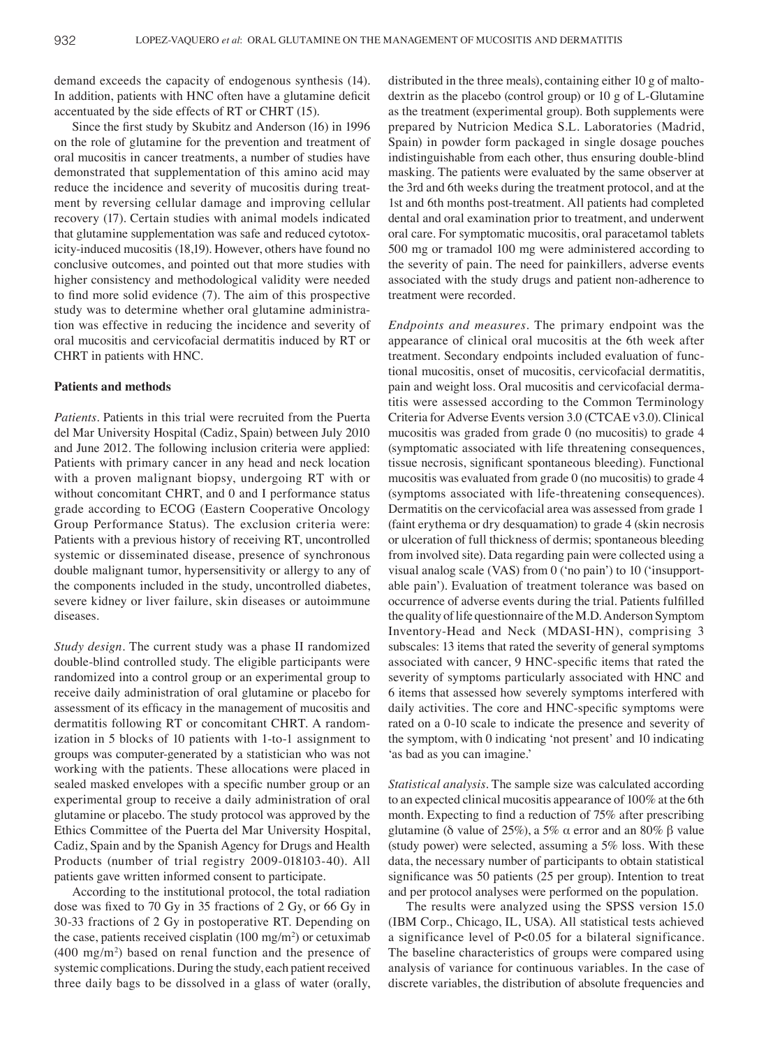demand exceeds the capacity of endogenous synthesis (14). In addition, patients with HNC often have a glutamine deficit accentuated by the side effects of RT or CHRT (15).

Since the first study by Skubitz and Anderson (16) in 1996 on the role of glutamine for the prevention and treatment of oral mucositis in cancer treatments, a number of studies have demonstrated that supplementation of this amino acid may reduce the incidence and severity of mucositis during treatment by reversing cellular damage and improving cellular recovery (17). Certain studies with animal models indicated that glutamine supplementation was safe and reduced cytotoxicity-induced mucositis (18,19). However, others have found no conclusive outcomes, and pointed out that more studies with higher consistency and methodological validity were needed to find more solid evidence (7). The aim of this prospective study was to determine whether oral glutamine administration was effective in reducing the incidence and severity of oral mucositis and cervicofacial dermatitis induced by RT or CHRT in patients with HNC.

## Patients and methods

*Patients.* Patients in this trial were recruited from the Puerta del Mar University Hospital (Cadiz, Spain) between July 2010 and June 2012. The following inclusion criteria were applied: Patients with primary cancer in any head and neck location with a proven malignant biopsy, undergoing RT with or without concomitant CHRT, and 0 and I performance status grade according to ECOG (Eastern Cooperative Oncology Group Performance Status). The exclusion criteria were: Patients with a previous history of receiving RT, uncontrolled systemic or disseminated disease, presence of synchronous double malignant tumor, hypersensitivity or allergy to any of the components included in the study, uncontrolled diabetes, severe kidney or liver failure, skin diseases or autoimmune diseases.

*Study design.* The current study was a phase II randomized double-blind controlled study. The eligible participants were randomized into a control group or an experimental group to receive daily administration of oral glutamine or placebo for assessment of its efficacy in the management of mucositis and dermatitis following RT or concomitant CHRT. A randomization in 5 blocks of 10 patients with 1-to-1 assignment to groups was computer-generated by a statistician who was not working with the patients. These allocations were placed in sealed masked envelopes with a specific number group or an experimental group to receive a daily administration of oral glutamine or placebo. The study protocol was approved by the Ethics Committee of the Puerta del Mar University Hospital, Cadiz, Spain and by the Spanish Agency for Drugs and Health Products (number of trial registry 2009-018103-40). All patients gave written informed consent to participate.

According to the institutional protocol, the total radiation dose was fixed to 70 Gy in 35 fractions of 2 Gy, or 66 Gy in 30-33 fractions of 2 Gy in postoperative RT. Depending on the case, patients received cisplatin (100 mg/m$^2$) or cetuximab (400 mg/m$^2$) based on renal function and the presence of systemic complications. During the study, each patient received three daily bags to be dissolved in a glass of water (orally, distributed in the three meals), containing either 10 g of maltodextrin as the placebo (control group) or 10 g of L-Glutamine as the treatment (experimental group). Both supplements were prepared by Nutricion Medica S.L. Laboratories (Madrid, Spain) in powder form packaged in single dosage pouches indistinguishable from each other, thus ensuring double-blind masking. The patients were evaluated by the same observer at the 3rd and 6th weeks during the treatment protocol, and at the 1st and 6th months post-treatment. All patients had completed dental and oral examination prior to treatment, and underwent oral care. For symptomatic mucositis, oral paracetamol tablets 500 mg or tramadol 100 mg were administered according to the severity of pain. The need for painkillers, adverse events associated with the study drugs and patient non-adherence to treatment were recorded.

*Endpoints and measures.* The primary endpoint was the appearance of clinical oral mucositis at the 6th week after treatment. Secondary endpoints included evaluation of functional mucositis, onset of mucositis, cervicofacial dermatitis, pain and weight loss. Oral mucositis and cervicofacial dermatitis were assessed according to the Common Terminology Criteria for Adverse Events version 3.0 (CTCAE v3.0). Clinical mucositis was graded from grade 0 (no mucositis) to grade 4 (symptomatic associated with life threatening consequences, tissue necrosis, significant spontaneous bleeding). Functional mucositis was evaluated from grade 0 (no mucositis) to grade 4 (symptoms associated with life-threatening consequences). Dermatitis on the cervicofacial area was assessed from grade 1 (faint erythema or dry desquamation) to grade 4 (skin necrosis or ulceration of full thickness of dermis; spontaneous bleeding from involved site). Data regarding pain were collected using a visual analog scale (VAS) from 0 ('no pain') to 10 ('insupportable pain'). Evaluation of treatment tolerance was based on occurrence of adverse events during the trial. Patients fulfilled the quality of life questionnaire of the M.D. Anderson Symptom Inventory-Head and Neck (MDASI-HN), comprising 3 subscales: 13 items that rated the severity of general symptoms associated with cancer, 9 HNC-specific items that rated the severity of symptoms particularly associated with HNC and 6 items that assessed how severely symptoms interfered with daily activities. The core and HNC-specific symptoms were rated on a 0-10 scale to indicate the presence and severity of the symptom, with 0 indicating 'not present' and 10 indicating 'as bad as you can imagine.'

*Statistical analysis.* The sample size was calculated according to an expected clinical mucositis appearance of 100% at the 6th month. Expecting to find a reduction of 75% after prescribing glutamine ($\delta$ value of 25%), a 5% $\alpha$ error and an 80% $\beta$ value (study power) were selected, assuming a 5% loss. With these data, the necessary number of participants to obtain statistical significance was 50 patients (25 per group). Intention to treat and per protocol analyses were performed on the population.

The results were analyzed using the SPSS version 15.0 (IBM Corp., Chicago, IL, USA). All statistical tests achieved a significance level of $P<0.05$ for a bilateral significance. The baseline characteristics of groups were compared using analysis of variance for continuous variables. In the case of discrete variables, the distribution of absolute frequencies and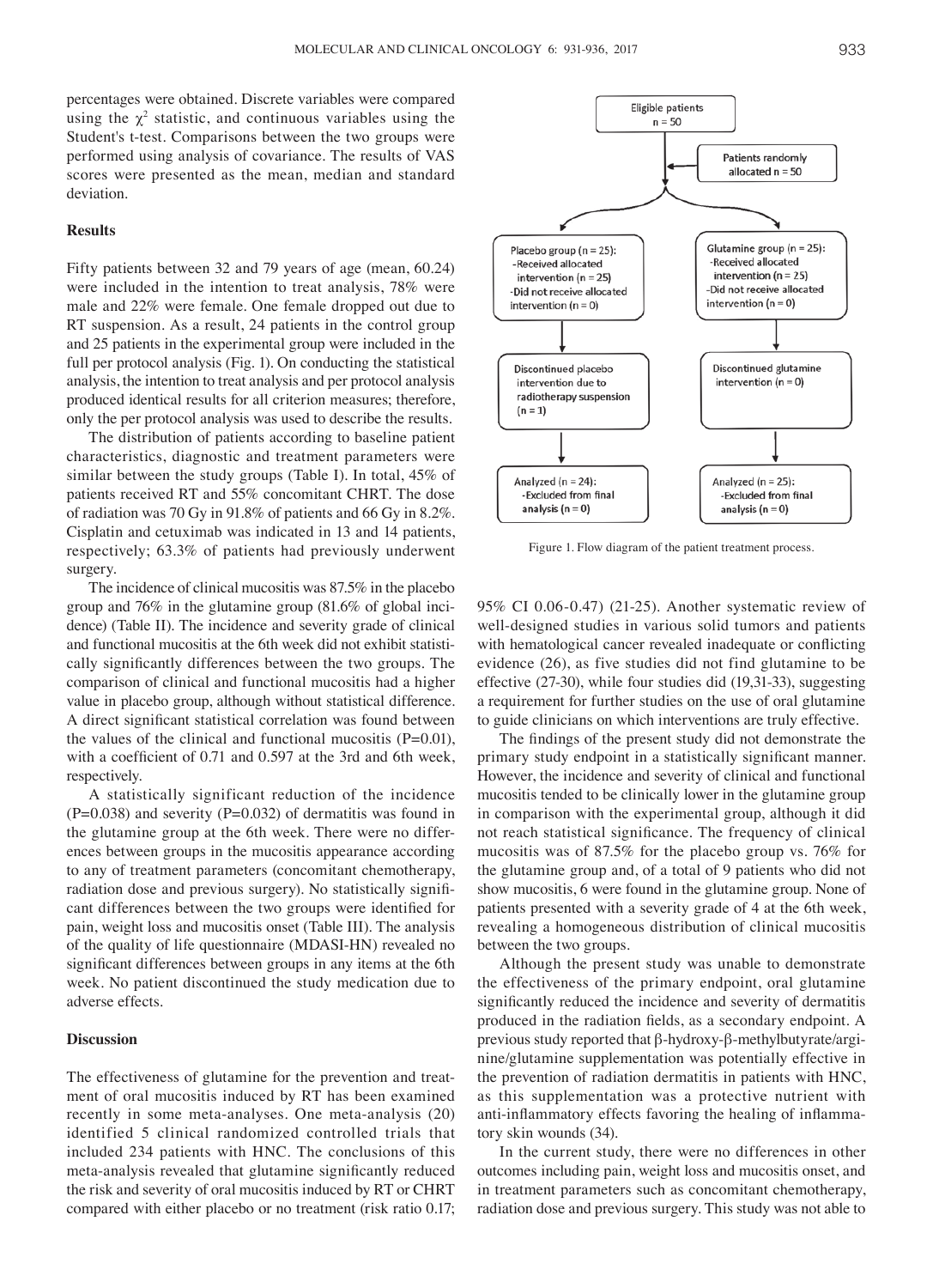percentages were obtained. Discrete variables were compared using the $\chi^2$ statistic, and continuous variables using the Student's t-test. Comparisons between the two groups were performed using analysis of covariance. The results of VAS scores were presented as the mean, median and standard deviation.

## Results

Fifty patients between 32 and 79 years of age (mean, 60.24) were included in the intention to treat analysis, 78% were male and 22% were female. One female dropped out due to RT suspension. As a result, 24 patients in the control group and 25 patients in the experimental group were included in the full per protocol analysis (Fig. 1). On conducting the statistical analysis, the intention to treat analysis and per protocol analysis produced identical results for all criterion measures; therefore, only the per protocol analysis was used to describe the results.

The distribution of patients according to baseline patient characteristics, diagnostic and treatment parameters were similar between the study groups (Table I). In total, 45% of patients received RT and 55% concomitant CHRT. The dose of radiation was 70 Gy in 91.8% of patients and 66 Gy in 8.2%. Cisplatin and cetuximab was indicated in 13 and 14 patients, respectively; 63.3% of patients had previously underwent surgery.

The incidence of clinical mucositis was 87.5% in the placebo group and 76% in the glutamine group (81.6% of global incidence) (Table II). The incidence and severity grade of clinical and functional mucositis at the 6th week did not exhibit statistically significantly differences between the two groups. The comparison of clinical and functional mucositis had a higher value in placebo group, although without statistical difference. A direct significant statistical correlation was found between the values of the clinical and functional mucositis (P=0.01), with a coefficient of 0.71 and 0.597 at the 3rd and 6th week, respectively.

A statistically significant reduction of the incidence (P=0.038) and severity (P=0.032) of dermatitis was found in the glutamine group at the 6th week. There were no differences between groups in the mucositis appearance according to any of treatment parameters (concomitant chemotherapy, radiation dose and previous surgery). No statistically significant differences between the two groups were identified for pain, weight loss and mucositis onset (Table III). The analysis of the quality of life questionnaire (MDASI-HN) revealed no significant differences between groups in any items at the 6th week. No patient discontinued the study medication due to adverse effects.

Eligible patients
n = 50

Patients randomly allocated n = 50

| Placebo group (n = 25) | Glutamine group (n = 25) |
| --- | --- |
| -Received allocated intervention (n = 25)<br>-Did not receive allocated intervention (n = 0) | -Received allocated intervention (n = 25)<br>-Did not receive allocated intervention (n = 0) |
| Discontinued placebo intervention due to radiotherapy suspension (n = 1) | Discontinued glutamine intervention (n = 0) |
| Analyzed (n = 24):<br>-Excluded from final analysis (n = 0) | Analyzed (n = 25):<br>-Excluded from final analysis (n = 0) |

Figure 1. Flow diagram of the patient treatment process.

## Discussion

The effectiveness of glutamine for the prevention and treatment of oral mucositis induced by RT has been examined recently in some meta-analyses. One meta-analysis (20) identified 5 clinical randomized controlled trials that included 234 patients with HNC. The conclusions of this meta-analysis revealed that glutamine significantly reduced the risk and severity of oral mucositis induced by RT or CHRT compared with either placebo or no treatment (risk ratio 0.17; 95% CI 0.06-0.47) (21-25). Another systematic review of well-designed studies in various solid tumors and patients with hematological cancer revealed inadequate or conflicting evidence (26), as five studies did not find glutamine to be effective (27-30), while four studies did (19,31-33), suggesting a requirement for further studies on the use of oral glutamine to guide clinicians on which interventions are truly effective.

The findings of the present study did not demonstrate the primary study endpoint in a statistically significant manner. However, the incidence and severity of clinical and functional mucositis tended to be clinically lower in the glutamine group in comparison with the experimental group, although it did not reach statistical significance. The frequency of clinical mucositis was of 87.5% for the placebo group vs. 76% for the glutamine group and, of a total of 9 patients who did not show mucositis, 6 were found in the glutamine group. None of patients presented with a severity grade of 4 at the 6th week, revealing a homogeneous distribution of clinical mucositis between the two groups.

Although the present study was unable to demonstrate the effectiveness of the primary endpoint, oral glutamine significantly reduced the incidence and severity of dermatitis produced in the radiation fields, as a secondary endpoint. A previous study reported that β-hydroxy-β-methylbutyrate/arginine/glutamine supplementation was potentially effective in the prevention of radiation dermatitis in patients with HNC, as this supplementation was a protective nutrient with anti-inflammatory effects favoring the healing of inflammatory skin wounds (34).

In the current study, there were no differences in other outcomes including pain, weight loss and mucositis onset, and in treatment parameters such as concomitant chemotherapy, radiation dose and previous surgery. This study was not able to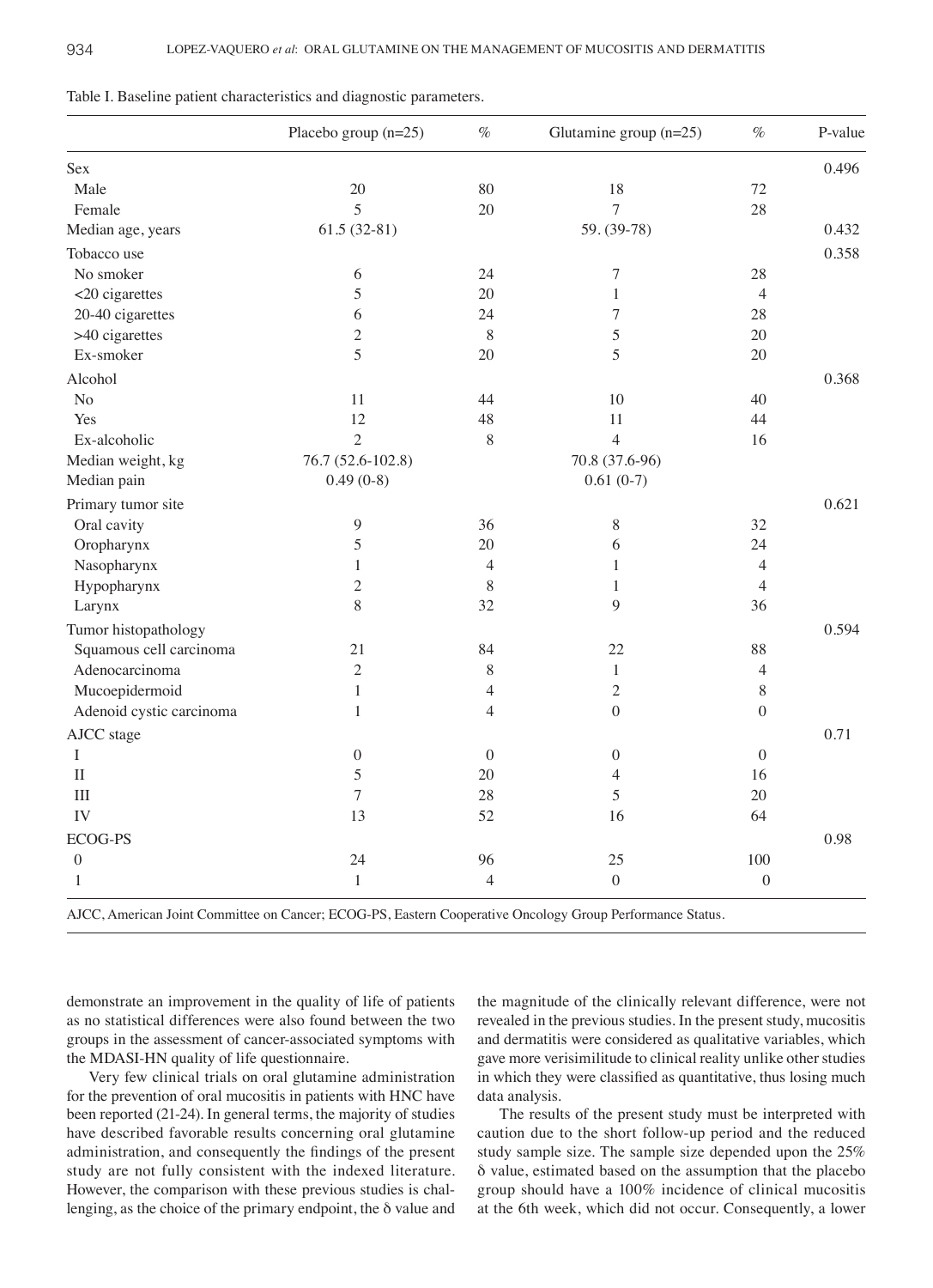Table I. Baseline patient characteristics and diagnostic parameters.

| | Placebo group (n=25) | % | Glutamine group (n=25) | % | P-value |
|---|---|---|---|---|---|
| Sex | | | | | 0.496 |
| Male | 20 | 80 | 18 | 72 | |
| Female | 5 | 20 | 7 | 28 | |
| Median age, years | 61.5 (32-81) | | 59. (39-78) | | 0.432 |
| Tobacco use | | | | | 0.358 |
| No smoker | 6 | 24 | 7 | 28 | |
| <20 cigarettes | 5 | 20 | 1 | 4 | |
| 20-40 cigarettes | 6 | 24 | 7 | 28 | |
| >40 cigarettes | 2 | 8 | 5 | 20 | |
| Ex-smoker | 5 | 20 | 5 | 20 | |
| Alcohol | | | | | 0.368 |
| No | 11 | 44 | 10 | 40 | |
| Yes | 12 | 48 | 11 | 44 | |
| Ex-alcoholic | 2 | 8 | 4 | 16 | |
| Median weight, kg | 76.7 (52.6-102.8) | | 70.8 (37.6-96) | | |
| Median pain | 0.49 (0-8) | | 0.61 (0-7) | | |
| Primary tumor site | | | | | 0.621 |
| Oral cavity | 9 | 36 | 8 | 32 | |
| Oropharynx | 5 | 20 | 6 | 24 | |
| Nasopharynx | 1 | 4 | 1 | 4 | |
| Hypopharynx | 2 | 8 | 1 | 4 | |
| Larynx | 8 | 32 | 9 | 36 | |
| Tumor histopathology | | | | | 0.594 |
| Squamous cell carcinoma | 21 | 84 | 22 | 88 | |
| Adenocarcinoma | 2 | 8 | 1 | 4 | |
| Mucoepidermoid | 1 | 4 | 2 | 8 | |
| Adenoid cystic carcinoma | 1 | 4 | 0 | 0 | |
| AJCC stage | | | | | 0.71 |
| I | 0 | 0 | 0 | 0 | |
| II | 5 | 20 | 4 | 16 | |
| III | 7 | 28 | 5 | 20 | |
| IV | 13 | 52 | 16 | 64 | |
| ECOG-PS | | | | | 0.98 |
| 0 | 24 | 96 | 25 | 100 | |
| 1 | 1 | 4 | 0 | 0 | |

AJCC, American Joint Committee on Cancer; ECOG-PS, Eastern Cooperative Oncology Group Performance Status.

demonstrate an improvement in the quality of life of patients as no statistical differences were also found between the two groups in the assessment of cancer-associated symptoms with the MDASI-HN quality of life questionnaire.

Very few clinical trials on oral glutamine administration for the prevention of oral mucositis in patients with HNC have been reported (21-24). In general terms, the majority of studies have described favorable results concerning oral glutamine administration, and consequently the findings of the present study are not fully consistent with the indexed literature. However, the comparison with these previous studies is challenging, as the choice of the primary endpoint, the $\delta$ value and the magnitude of the clinically relevant difference, were not revealed in the previous studies. In the present study, mucositis and dermatitis were considered as qualitative variables, which gave more verisimilitude to clinical reality unlike other studies in which they were classified as quantitative, thus losing much data analysis.

The results of the present study must be interpreted with caution due to the short follow-up period and the reduced study sample size. The sample size depended upon the 25% $\delta$ value, estimated based on the assumption that the placebo group should have a 100% incidence of clinical mucositis at the 6th week, which did not occur. Consequently, a lower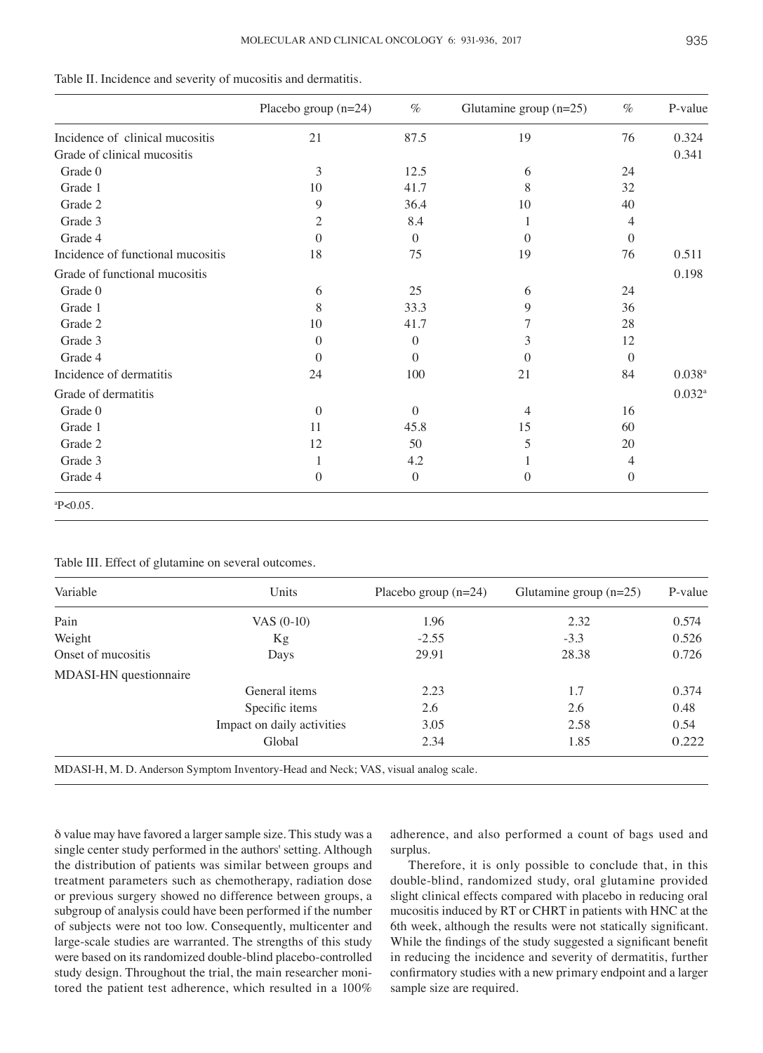Table II. Incidence and severity of mucositis and dermatitis.

| | Placebo group (n=24) | % | Glutamine group (n=25) | % | P-value |
|---|---|---|---|---|---|
| Incidence of clinical mucositis | 21 | 87.5 | 19 | 76 | 0.324 |
| Grade of clinical mucositis | | | | | 0.341 |
| Grade 0 | 3 | 12.5 | 6 | 24 | |
| Grade 1 | 10 | 41.7 | 8 | 32 | |
| Grade 2 | 9 | 36.4 | 10 | 40 | |
| Grade 3 | 2 | 8.4 | 1 | 4 | |
| Grade 4 | 0 | 0 | 0 | 0 | |
| Incidence of functional mucositis | 18 | 75 | 19 | 76 | 0.511 |
| Grade of functional mucositis | | | | | 0.198 |
| Grade 0 | 6 | 25 | 6 | 24 | |
| Grade 1 | 8 | 33.3 | 9 | 36 | |
| Grade 2 | 10 | 41.7 | 7 | 28 | |
| Grade 3 | 0 | 0 | 3 | 12 | |
| Grade 4 | 0 | 0 | 0 | 0 | |
| Incidence of dermatitis | 24 | 100 | 21 | 84 | 0.038[a] |
| Grade of dermatitis | | | | | 0.032[a] |
| Grade 0 | 0 | 0 | 4 | 16 | |
| Grade 1 | 11 | 45.8 | 15 | 60 | |
| Grade 2 | 12 | 50 | 5 | 20 | |
| Grade 3 | 1 | 4.2 | 1 | 4 | |
| Grade 4 | 0 | 0 | 0 | 0 | |

[a]$P<0.05$.

Table III. Effect of glutamine on several outcomes.

| Variable | Units | Placebo group (n=24) | Glutamine group (n=25) | P-value |
|---|---|---|---|---|
| Pain | VAS (0-10) | 1.96 | 2.32 | 0.574 |
| Weight | Kg | -2.55 | -3.3 | 0.526 |
| Onset of mucositis | Days | 29.91 | 28.38 | 0.726 |
| MDASI-HN questionnaire | | | | |
| | General items | 2.23 | 1.7 | 0.374 |
| | Specific items | 2.6 | 2.6 | 0.48 |
| | Impact on daily activities | 3.05 | 2.58 | 0.54 |
| | Global | 2.34 | 1.85 | 0.222 |

MDASI-H, M. D. Anderson Symptom Inventory-Head and Neck; VAS, visual analog scale.

δ value may have favored a larger sample size. This study was a single center study performed in the authors' setting. Although the distribution of patients was similar between groups and treatment parameters such as chemotherapy, radiation dose or previous surgery showed no difference between groups, a subgroup of analysis could have been performed if the number of subjects were not too low. Consequently, multicenter and large-scale studies are warranted. The strengths of this study were based on its randomized double-blind placebo-controlled study design. Throughout the trial, the main researcher monitored the patient test adherence, which resulted in a 100% adherence, and also performed a count of bags used and surplus.

Therefore, it is only possible to conclude that, in this double-blind, randomized study, oral glutamine provided slight clinical effects compared with placebo in reducing oral mucositis induced by RT or CHRT in patients with HNC at the 6th week, although the results were not statically significant. While the findings of the study suggested a significant benefit in reducing the incidence and severity of dermatitis, further confirmatory studies with a new primary endpoint and a larger sample size are required.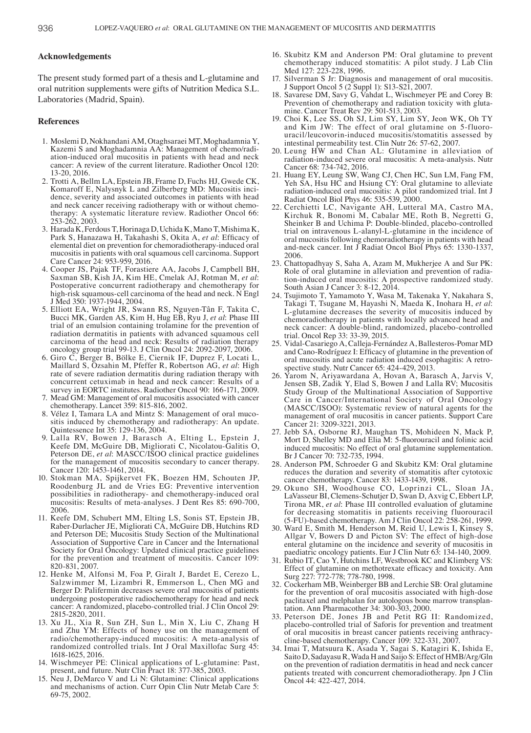## Acknowledgements

The present study formed part of a thesis and L-glutamine and oral nutrition supplements were gifts of Nutrition Medica S.L. Laboratories (Madrid, Spain).

## References

1. Moslemi D, Nokhandani AM, Otaghsaraei MT, Moghadamnia Y, Kazemi S and Moghadamnia AA: Management of chemo/radiation-induced oral mucositis in patients with head and neck cancer: A review of the current literature. Radiother Oncol 120: 13-20, 2016.
2. Trotti A, Bellm LA, Epstein JB, Frame D, Fuchs HJ, Gwede CK, Komaroff E, Nalysnyk L and Zilberberg MD: Mucositis incidence, severity and associated outcomes in patients with head and neck cancer receiving radiotherapy with or without chemotherapy: A systematic literature review. Radiother Oncol 66: 253-262, 2003.
3. Harada K, Ferdous T, Horinaga D, Uchida K, Mano T, Mishima K, Park S, Hanazawa H, Takahashi S, Okita A, *et al*: Efficacy of elemental diet on prevention for chemoradiotherapy-induced oral mucositis in patients with oral squamous cell carcinoma. Support Care Cancer 24: 953-959, 2016.
4. Cooper JS, Pajak TF, Forastiere AA, Jacobs J, Campbell BH, Saxman SB, Kish JA, Kim HE, Cmelak AJ, Rotman M, *et al*: Postoperative concurrent radiotherapy and chemotherapy for high-risk squamous-cell carcinoma of the head and neck. N Engl J Med 350: 1937-1944, 2004.
5. Elliott EA, Wright JR, Swann RS, Nguyen-Tân F, Takita C, Bucci MK, Garden AS, Kim H, Hug EB, Ryu J, *et al*: Phase III trial of an emulsion containing trolamine for the prevention of radiation dermatitis in patients with advanced squamous cell carcinoma of the head and neck: Results of radiation therapy oncology group trial 99-13. J Clin Oncol 24: 2092-2097, 2006.
6. Giro C, Berger B, Bölke E, Ciernik IF, Duprez F, Locati L, Maillard S, Ozsahin M, Pfeffer R, Robertson AG, *et al*: High rate of severe radiation dermatitis during radiation therapy with concurrent cetuximab in head and neck cancer: Results of a survey in EORTC institutes. Radiother Oncol 90: 166-171, 2009.
7. Mead GM: Management of oral mucositis associated with cancer chemotherapy. Lancet 359: 815-816, 2002.
8. Vélez I, Tamara LA and Mintz S: Management of oral mucositis induced by chemotherapy and radiotherapy: An update. Quintessence Int 35: 129-136, 2004.
9. Lalla RV, Bowen J, Barasch A, Elting L, Epstein J, Keefe DM, McGuire DB, Migliorati C, Nicolatou-Galitis O, Peterson DE, *et al*: MASCC/ISOO clinical practice guidelines for the management of mucositis secondary to cancer therapy. Cancer 120: 1453-1461, 2014.
10. Stokman MA, Spijkervet FK, Boezen HM, Schouten JP, Roodenburg JL and de Vries EG: Preventive intervention possibilities in radiotherapy- and chemotherapy-induced oral mucositis: Results of meta-analyses. J Dent Res 85: 690-700, 2006.
11. Keefe DM, Schubert MM, Elting LS, Sonis ST, Epstein JB, Raber-Durlacher JE, Migliorati CA, McGuire DB, Hutchins RD and Peterson DE; Mucositis Study Section of the Multinational Association of Supportive Care in Cancer and the International Society for Oral Oncology: Updated clinical practice guidelines for the prevention and treatment of mucositis. Cancer 109: 820-831, 2007.
12. Henke M, Alfonsi M, Foa P, Giralt J, Bardet E, Cerezo L, Salzwimmer M, Lizambri R, Emmerson L, Chen MG and Berger D: Palifermin decreases severe oral mucositis of patients undergoing postoperative radiochemotherapy for head and neck cancer: A randomized, placebo-controlled trial. J Clin Oncol 29: 2815-2820, 2011.
13. Xu JL, Xia R, Sun ZH, Sun L, Min X, Liu C, Zhang H and Zhu YM: Effects of honey use on the management of radio/chemotherapy-induced mucositis: A meta-analysis of randomized controlled trials. Int J Oral Maxillofac Surg 45: 1618-1625, 2016.
14. Wischmeyer PE: Clinical applications of L-glutamine: Past, present, and future. Nutr Clin Pract 18: 377-385, 2003.
15. Neu J, DeMarco V and Li N: Glutamine: Clinical applications and mechanisms of action. Curr Opin Clin Nutr Metab Care 5: 69-75, 2002.
16. Skubitz KM and Anderson PM: Oral glutamine to prevent chemotherapy induced stomatitis: A pilot study. J Lab Clin Med 127: 223-228, 1996.
17. Silverman S Jr: Diagnosis and management of oral mucositis. J Support Oncol 5 (2 Suppl 1): S13-S21, 2007.
18. Savarese DM, Savy G, Vahdat L, Wischmeyer PE and Corey B: Prevention of chemotherapy and radiation toxicity with glutamine. Cancer Treat Rev 29: 501-513, 2003.
19. Choi K, Lee SS, Oh SJ, Lim SY, Lim SY, Jeon WK, Oh TY and Kim JW: The effect of oral glutamine on 5-fluorouracil/leucovorin-induced mucositis/stomatitis assessed by intestinal permeability test. Clin Nutr 26: 57-62, 2007.
20. Leung HW and Chan AL: Glutamine in alleviation of radiation-induced severe oral mucositis: A meta-analysis. Nutr Cancer 68: 734-742, 2016.
21. Huang EY, Leung SW, Wang CJ, Chen HC, Sun LM, Fang FM, Yeh SA, Hsu HC and Hsiung CY: Oral glutamine to alleviate radiation-induced oral mucositis: A pilot randomized trial. Int J Radiat Oncol Biol Phys 46: 535-539, 2000.
22. Cerchietti LC, Navigante AH, Lutteral MA, Castro MA, Kirchuk R, Bonomi M, Cabalar ME, Roth B, Negretti G, Sheinker B and Uchima P: Double-blinded, placebo-controlled trial on intravenous L-alanyl-L-glutamine in the incidence of oral mucositis following chemoradiotherapy in patients with head and-neck cancer. Int J Radiat Oncol Biol Phys 65: 1330-1337, 2006.
23. Chattopadhyay S, Saha A, Azam M, Mukherjee A and Sur PK: Role of oral glutamine in alleviation and prevention of radiation-induced oral mucositis: A prospective randomized study. South Asian J Cancer 3: 8-12, 2014.
24. Tsujimoto T, Yamamoto Y, Wasa M, Takenaka Y, Nakahara S, Takagi T, Tsugane M, Hayashi N, Maeda K, Inohara H, *et al*: L-glutamine decreases the severity of mucositis induced by chemoradiotherapy in patients with locally advanced head and neck cancer: A double-blind, randomized, placebo-controlled trial. Oncol Rep 33: 33-39, 2015.
25. Vidal-Casariego A, Calleja-Fernández A, Ballesteros-Pomar MD and Cano-Rodríguez I: Efficacy of glutamine in the prevention of oral mucositis and acute radiation induced esophagitis: A retrospective study. Nutr Cancer 65: 424-429, 2013.
26. Yarom N, Ariyawardana A, Hovan A, Barasch A, Jarvis V, Jensen SB, Zadik Y, Elad S, Bowen J and Lalla RV; Mucositis Study Group of the Multinational Association of Supportive Care in Cancer/International Society of Oral Oncology (MASCC/ISOO): Systematic review of natural agents for the management of oral mucositis in cancer patients. Support Care Cancer 21: 3209-3221, 2013.
27. Jebb SA, Osborne RJ, Maughan TS, Mohideen N, Mack P, Mort D, Shelley MD and Elia M: 5-fluorouracil and folinic acid induced mucositis: No effect of oral glutamine supplementation. Br J Cancer 70: 732-735, 1994.
28. Anderson PM, Schroeder G and Skubitz KM: Oral glutamine reduces the duration and severity of stomatitis after cytotoxic cancer chemotherapy. Cancer 83: 1433-1439, 1998.
29. Okuno SH, Woodhouse CO, Loprinzi CL, Sloan JA, LaVasseur BI, Clemens-Schutjer D, Swan D, Axvig C, Ebbert LP, Tirona MR, *et al*: Phase III controlled evaluation of glutamine for decreasing stomatitis in patients receiving fluorouracil (5-FU)-based chemotherapy. Am J Clin Oncol 22: 258-261, 1999.
30. Ward E, Smith M, Henderson M, Reid U, Lewis I, Kinsey S, Allgar V, Bowers D and Picton SV: The effect of high-dose enteral glutamine on the incidence and severity of mucositis in paediatric oncology patients. Eur J Clin Nutr 63: 134-140, 2009.
31. Rubio IT, Cao Y, Hutchins LF, Westbrook KC and Klimberg VS: Effect of glutamine on methotrexate efficacy and toxicity. Ann Surg 227: 772-778; 778-780, 1998.
32. Cockerham MB, Weinberger BB and Lerchie SB: Oral glutamine for the prevention of oral mucositis associated with high-dose paclitaxel and melphalan for autologous bone marrow transplantation. Ann Pharmacother 34: 300-303, 2000.
33. Peterson DE, Jones JB and Petit RG II: Randomized, placebo-controlled trial of Saforis for prevention and treatment of oral mucositis in breast cancer patients receiving anthracycline-based chemotherapy. Cancer 109: 322-331, 2007.
34. Imai T, Matsuura K, Asada Y, Sagai S, Katagiri K, Ishida E, Saito D, Sadayasu R, Wada H and Saijo S: Effect of HMB/Arg/Gln on the prevention of radiation dermatitis in head and neck cancer patients treated with concurrent chemoradiotherapy. Jpn J Clin Oncol 44: 422-427, 2014.